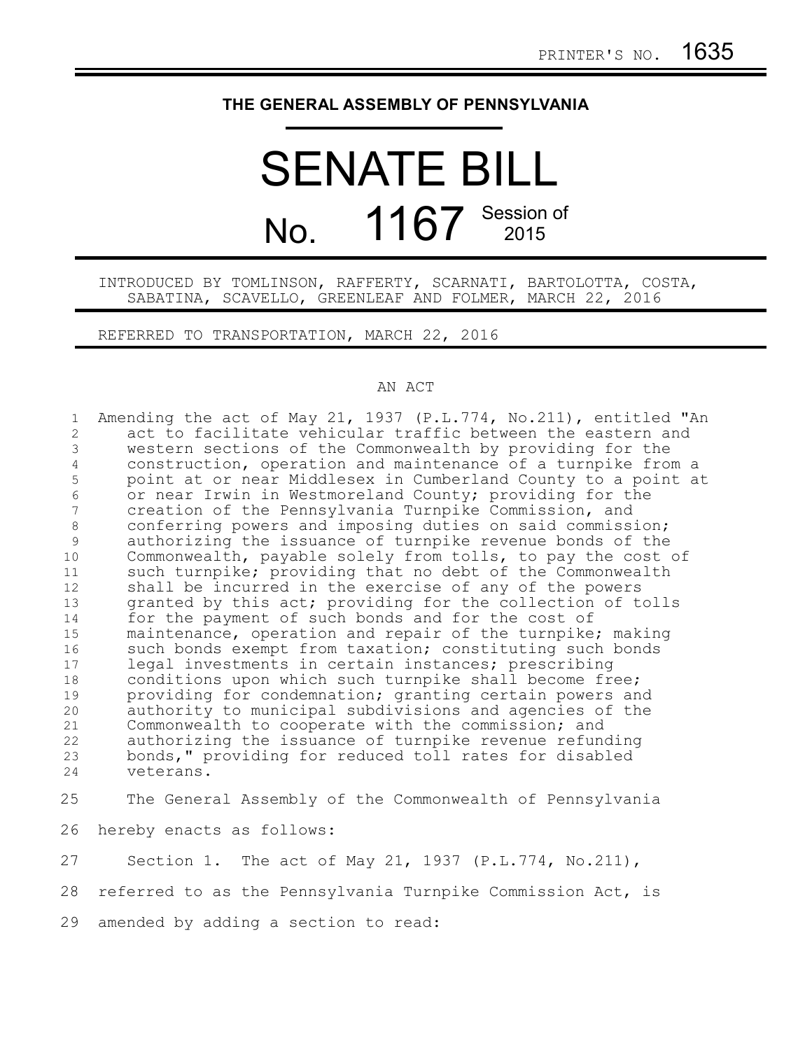PRINTER'S NO. 1635

# THE GENERAL ASSEMBLY OF PENNSYLVANIA

# SENATE BILL

## No. 1167 Session of 2015

INTRODUCED BY TOMLINSON, RAFFERTY, SCARNATI, BARTOLOTTA, COSTA, SABATINA, SCAVELLO, GREENLEAF AND FOLMER, MARCH 22, 2016

REFERRED TO TRANSPORTATION, MARCH 22, 2016

AN ACT

Amending the act of May 21, 1937 (P.L.774, No.211), entitled "An act to facilitate vehicular traffic between the eastern and western sections of the Commonwealth by providing for the construction, operation and maintenance of a turnpike from a point at or near Middlesex in Cumberland County to a point at or near Irwin in Westmoreland County; providing for the creation of the Pennsylvania Turnpike Commission, and conferring powers and imposing duties on said commission; authorizing the issuance of turnpike revenue bonds of the Commonwealth, payable solely from tolls, to pay the cost of such turnpike; providing that no debt of the Commonwealth shall be incurred in the exercise of any of the powers granted by this act; providing for the collection of tolls for the payment of such bonds and for the cost of maintenance, operation and repair of the turnpike; making such bonds exempt from taxation; constituting such bonds legal investments in certain instances; prescribing conditions upon which such turnpike shall become free; providing for condemnation; granting certain powers and authority to municipal subdivisions and agencies of the Commonwealth to cooperate with the commission; and authorizing the issuance of turnpike revenue refunding bonds," providing for reduced toll rates for disabled veterans.

The General Assembly of the Commonwealth of Pennsylvania hereby enacts as follows:

Section 1. The act of May 21, 1937 (P.L.774, No.211), referred to as the Pennsylvania Turnpike Commission Act, is amended by adding a section to read: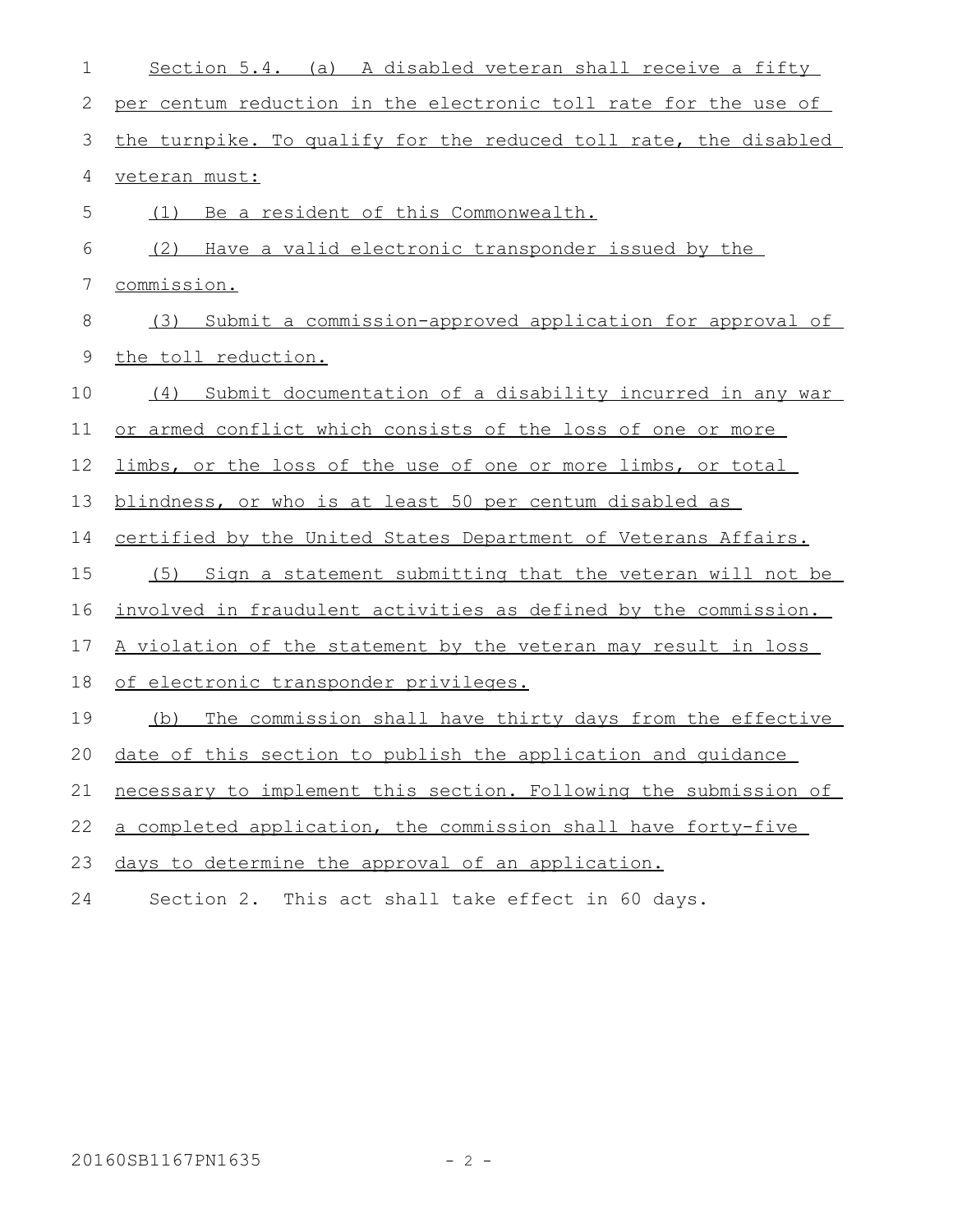Section 5.4. (a) A disabled veteran shall receive a fifty per centum reduction in the electronic toll rate for the use of the turnpike. To qualify for the reduced toll rate, the disabled veteran must:

(1) Be a resident of this Commonwealth.

(2) Have a valid electronic transponder issued by the commission.

(3) Submit a commission-approved application for approval of the toll reduction.

(4) Submit documentation of a disability incurred in any war or armed conflict which consists of the loss of one or more limbs, or the loss of the use of one or more limbs, or total blindness, or who is at least 50 per centum disabled as certified by the United States Department of Veterans Affairs.

(5) Sign a statement submitting that the veteran will not be involved in fraudulent activities as defined by the commission. A violation of the statement by the veteran may result in loss of electronic transponder privileges.

(b) The commission shall have thirty days from the effective date of this section to publish the application and guidance necessary to implement this section. Following the submission of a completed application, the commission shall have forty-five days to determine the approval of an application.

Section 2. This act shall take effect in 60 days.